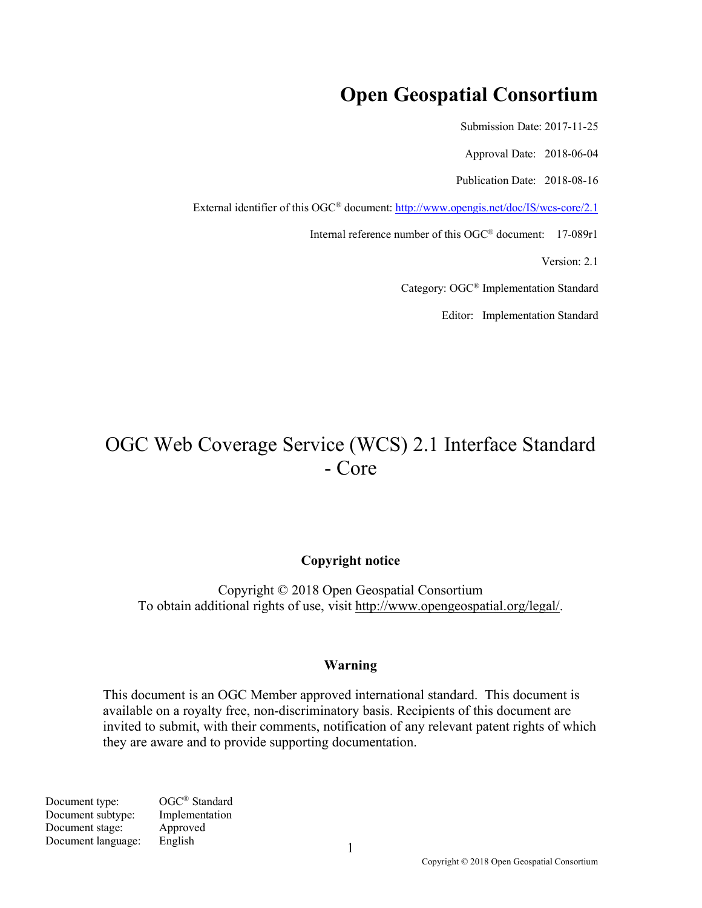# Open Geospatial Consortium

Submission Date: 2017-11-25

Approval Date: 2018-06-04

Publication Date: 2018-08-16

External identifier of this OGC® document: http://www.opengis.net/doc/IS/wcs-core/2.1

Internal reference number of this OGC® document: 17-089r1

Version: 2.1

Category: OGC® Implementation Standard

Editor: Implementation Standard

# OGC Web Coverage Service (WCS) 2.1 Interface Standard - Core

**Copyright notice**

Copyright © 2018 Open Geospatial Consortium
To obtain additional rights of use, visit http://www.opengeospatial.org/legal/.

**Warning**

This document is an OGC Member approved international standard. This document is available on a royalty free, non-discriminatory basis. Recipients of this document are invited to submit, with their comments, notification of any relevant patent rights of which they are aware and to provide supporting documentation.

| | |
|---|---|
| Document type: | OGC® Standard |
| Document subtype: | Implementation |
| Document stage: | Approved |
| Document language: | English |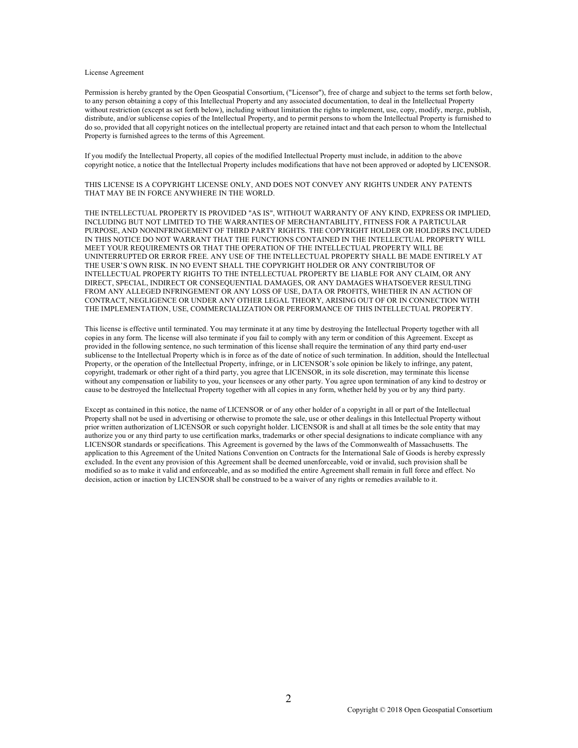License Agreement

Permission is hereby granted by the Open Geospatial Consortium, ("Licensor"), free of charge and subject to the terms set forth below, to any person obtaining a copy of this Intellectual Property and any associated documentation, to deal in the Intellectual Property without restriction (except as set forth below), including without limitation the rights to implement, use, copy, modify, merge, publish, distribute, and/or sublicense copies of the Intellectual Property, and to permit persons to whom the Intellectual Property is furnished to do so, provided that all copyright notices on the intellectual property are retained intact and that each person to whom the Intellectual Property is furnished agrees to the terms of this Agreement.

If you modify the Intellectual Property, all copies of the modified Intellectual Property must include, in addition to the above copyright notice, a notice that the Intellectual Property includes modifications that have not been approved or adopted by LICENSOR.

THIS LICENSE IS A COPYRIGHT LICENSE ONLY, AND DOES NOT CONVEY ANY RIGHTS UNDER ANY PATENTS THAT MAY BE IN FORCE ANYWHERE IN THE WORLD.

THE INTELLECTUAL PROPERTY IS PROVIDED "AS IS", WITHOUT WARRANTY OF ANY KIND, EXPRESS OR IMPLIED, INCLUDING BUT NOT LIMITED TO THE WARRANTIES OF MERCHANTABILITY, FITNESS FOR A PARTICULAR PURPOSE, AND NONINFRINGEMENT OF THIRD PARTY RIGHTS. THE COPYRIGHT HOLDER OR HOLDERS INCLUDED IN THIS NOTICE DO NOT WARRANT THAT THE FUNCTIONS CONTAINED IN THE INTELLECTUAL PROPERTY WILL MEET YOUR REQUIREMENTS OR THAT THE OPERATION OF THE INTELLECTUAL PROPERTY WILL BE UNINTERRUPTED OR ERROR FREE. ANY USE OF THE INTELLECTUAL PROPERTY SHALL BE MADE ENTIRELY AT THE USER'S OWN RISK. IN NO EVENT SHALL THE COPYRIGHT HOLDER OR ANY CONTRIBUTOR OF INTELLECTUAL PROPERTY RIGHTS TO THE INTELLECTUAL PROPERTY BE LIABLE FOR ANY CLAIM, OR ANY DIRECT, SPECIAL, INDIRECT OR CONSEQUENTIAL DAMAGES, OR ANY DAMAGES WHATSOEVER RESULTING FROM ANY ALLEGED INFRINGEMENT OR ANY LOSS OF USE, DATA OR PROFITS, WHETHER IN AN ACTION OF CONTRACT, NEGLIGENCE OR UNDER ANY OTHER LEGAL THEORY, ARISING OUT OF OR IN CONNECTION WITH THE IMPLEMENTATION, USE, COMMERCIALIZATION OR PERFORMANCE OF THIS INTELLECTUAL PROPERTY.

This license is effective until terminated. You may terminate it at any time by destroying the Intellectual Property together with all copies in any form. The license will also terminate if you fail to comply with any term or condition of this Agreement. Except as provided in the following sentence, no such termination of this license shall require the termination of any third party end-user sublicense to the Intellectual Property which is in force as of the date of notice of such termination. In addition, should the Intellectual Property, or the operation of the Intellectual Property, infringe, or in LICENSOR's sole opinion be likely to infringe, any patent, copyright, trademark or other right of a third party, you agree that LICENSOR, in its sole discretion, may terminate this license without any compensation or liability to you, your licensees or any other party. You agree upon termination of any kind to destroy or cause to be destroyed the Intellectual Property together with all copies in any form, whether held by you or by any third party.

Except as contained in this notice, the name of LICENSOR or of any other holder of a copyright in all or part of the Intellectual Property shall not be used in advertising or otherwise to promote the sale, use or other dealings in this Intellectual Property without prior written authorization of LICENSOR or such copyright holder. LICENSOR is and shall at all times be the sole entity that may authorize you or any third party to use certification marks, trademarks or other special designations to indicate compliance with any LICENSOR standards or specifications. This Agreement is governed by the laws of the Commonwealth of Massachusetts. The application to this Agreement of the United Nations Convention on Contracts for the International Sale of Goods is hereby expressly excluded. In the event any provision of this Agreement shall be deemed unenforceable, void or invalid, such provision shall be modified so as to make it valid and enforceable, and as so modified the entire Agreement shall remain in full force and effect. No decision, action or inaction by LICENSOR shall be construed to be a waiver of any rights or remedies available to it.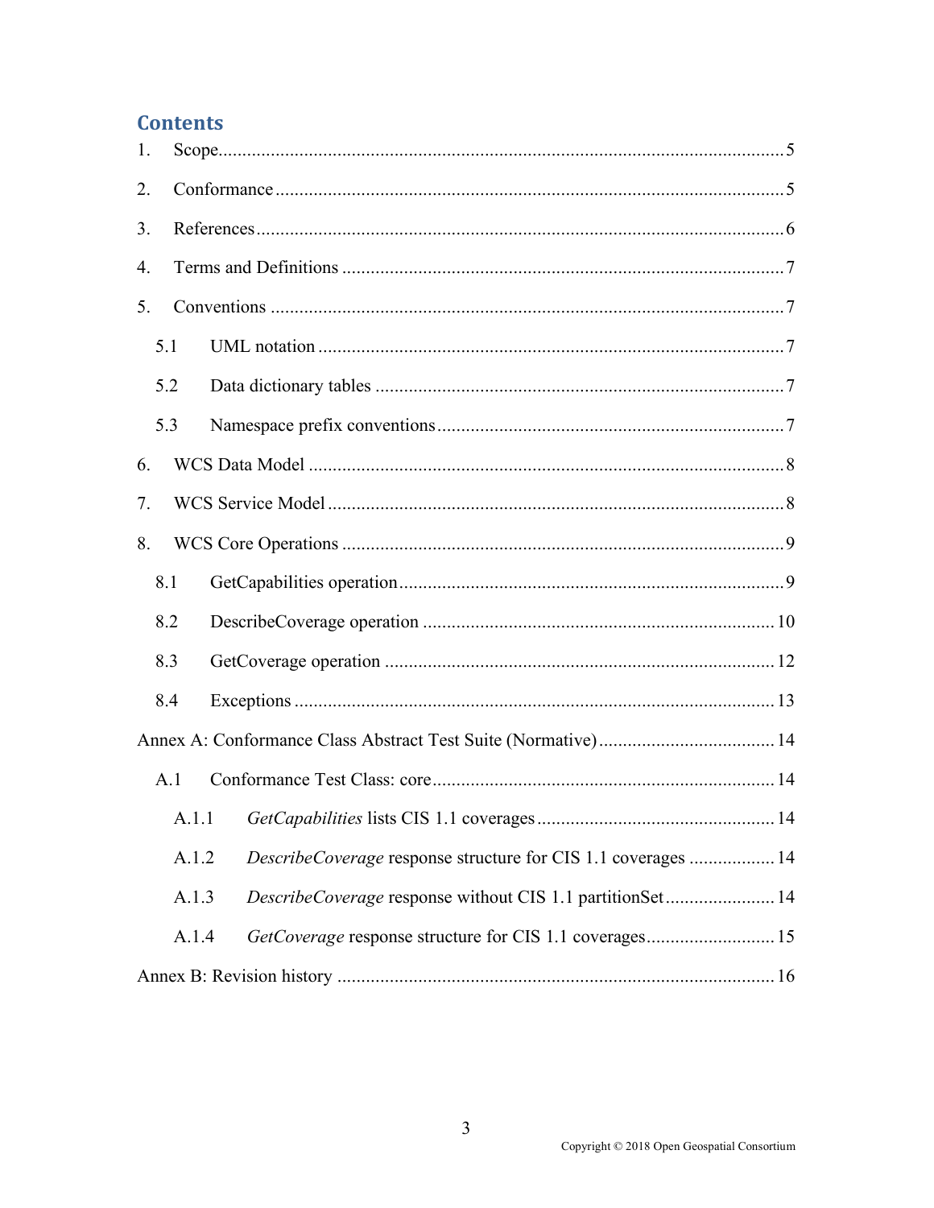## Contents

1. Scope ..... 5
2. Conformance ..... 5
3. References ..... 6
4. Terms and Definitions ..... 7
5. Conventions ..... 7
   - 5.1 UML notation ..... 7
   - 5.2 Data dictionary tables ..... 7
   - 5.3 Namespace prefix conventions ..... 7
6. WCS Data Model ..... 8
7. WCS Service Model ..... 8
8. WCS Core Operations ..... 9
   - 8.1 GetCapabilities operation ..... 9
   - 8.2 DescribeCoverage operation ..... 10
   - 8.3 GetCoverage operation ..... 12
   - 8.4 Exceptions ..... 13

Annex A: Conformance Class Abstract Test Suite (Normative) ..... 14
- A.1 Conformance Test Class: core ..... 14
  - A.1.1 *GetCapabilities* lists CIS 1.1 coverages ..... 14
  - A.1.2 *DescribeCoverage* response structure for CIS 1.1 coverages ..... 14
  - A.1.3 *DescribeCoverage* response without CIS 1.1 partitionSet ..... 14
  - A.1.4 *GetCoverage* response structure for CIS 1.1 coverages ..... 15

Annex B: Revision history ..... 16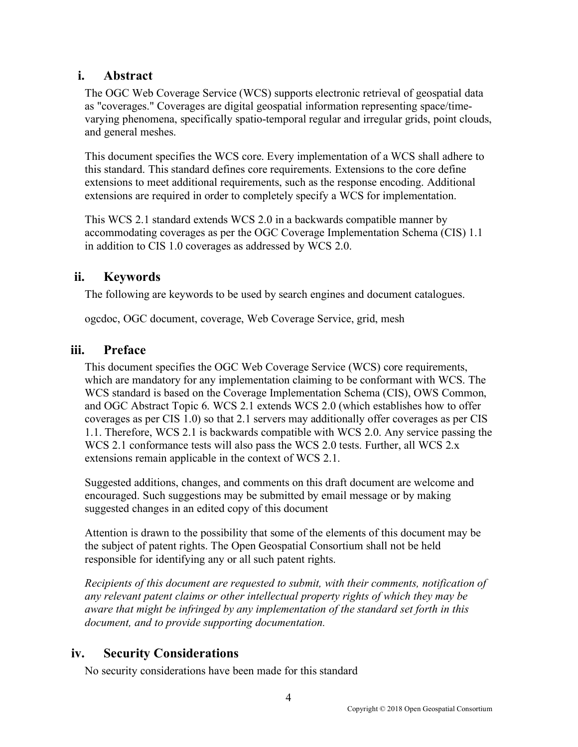## i. Abstract

The OGC Web Coverage Service (WCS) supports electronic retrieval of geospatial data as "coverages." Coverages are digital geospatial information representing space/time-varying phenomena, specifically spatio-temporal regular and irregular grids, point clouds, and general meshes.

This document specifies the WCS core. Every implementation of a WCS shall adhere to this standard. This standard defines core requirements. Extensions to the core define extensions to meet additional requirements, such as the response encoding. Additional extensions are required in order to completely specify a WCS for implementation.

This WCS 2.1 standard extends WCS 2.0 in a backwards compatible manner by accommodating coverages as per the OGC Coverage Implementation Schema (CIS) 1.1 in addition to CIS 1.0 coverages as addressed by WCS 2.0.

## ii. Keywords

The following are keywords to be used by search engines and document catalogues.

ogcdoc, OGC document, coverage, Web Coverage Service, grid, mesh

## iii. Preface

This document specifies the OGC Web Coverage Service (WCS) core requirements, which are mandatory for any implementation claiming to be conformant with WCS. The WCS standard is based on the Coverage Implementation Schema (CIS), OWS Common, and OGC Abstract Topic 6. WCS 2.1 extends WCS 2.0 (which establishes how to offer coverages as per CIS 1.0) so that 2.1 servers may additionally offer coverages as per CIS 1.1. Therefore, WCS 2.1 is backwards compatible with WCS 2.0. Any service passing the WCS 2.1 conformance tests will also pass the WCS 2.0 tests. Further, all WCS 2.x extensions remain applicable in the context of WCS 2.1.

Suggested additions, changes, and comments on this draft document are welcome and encouraged. Such suggestions may be submitted by email message or by making suggested changes in an edited copy of this document

Attention is drawn to the possibility that some of the elements of this document may be the subject of patent rights. The Open Geospatial Consortium shall not be held responsible for identifying any or all such patent rights.

*Recipients of this document are requested to submit, with their comments, notification of any relevant patent claims or other intellectual property rights of which they may be aware that might be infringed by any implementation of the standard set forth in this document, and to provide supporting documentation.*

## iv. Security Considerations

No security considerations have been made for this standard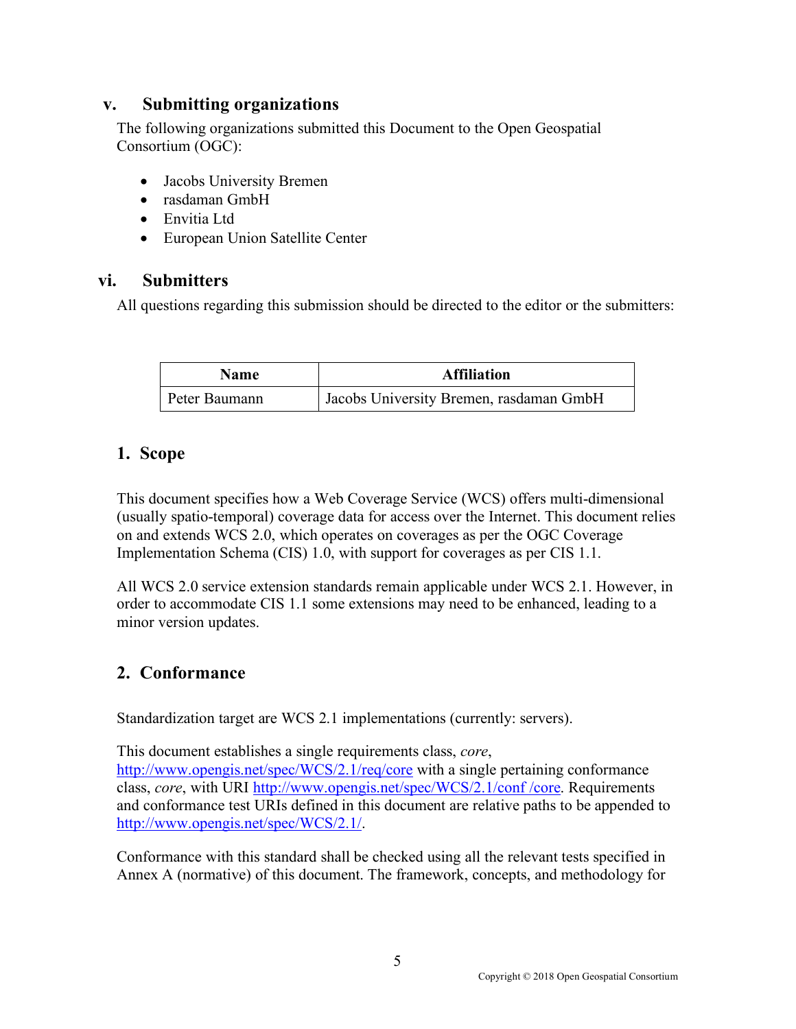## v. Submitting organizations

The following organizations submitted this Document to the Open Geospatial Consortium (OGC):

- Jacobs University Bremen
- rasdaman GmbH
- Envitia Ltd
- European Union Satellite Center

## vi. Submitters

All questions regarding this submission should be directed to the editor or the submitters:

| Name | Affiliation |
|---|---|
| Peter Baumann | Jacobs University Bremen, rasdaman GmbH |

## 1. Scope

This document specifies how a Web Coverage Service (WCS) offers multi-dimensional (usually spatio-temporal) coverage data for access over the Internet. This document relies on and extends WCS 2.0, which operates on coverages as per the OGC Coverage Implementation Schema (CIS) 1.0, with support for coverages as per CIS 1.1.

All WCS 2.0 service extension standards remain applicable under WCS 2.1. However, in order to accommodate CIS 1.1 some extensions may need to be enhanced, leading to a minor version updates.

## 2. Conformance

Standardization target are WCS 2.1 implementations (currently: servers).

This document establishes a single requirements class, *core*, http://www.opengis.net/spec/WCS/2.1/req/core with a single pertaining conformance class, *core*, with URI http://www.opengis.net/spec/WCS/2.1/conf /core. Requirements and conformance test URIs defined in this document are relative paths to be appended to http://www.opengis.net/spec/WCS/2.1/.

Conformance with this standard shall be checked using all the relevant tests specified in Annex A (normative) of this document. The framework, concepts, and methodology for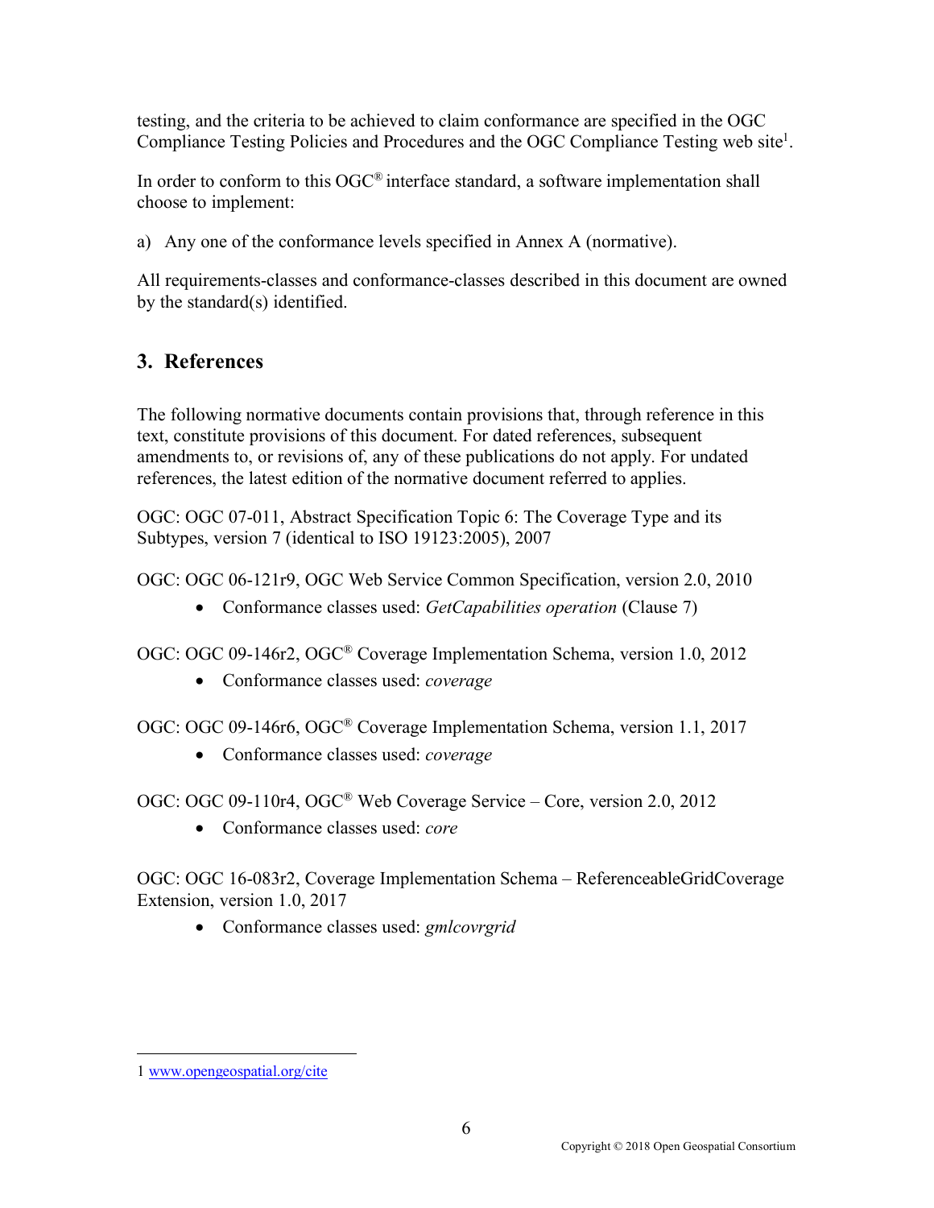testing, and the criteria to be achieved to claim conformance are specified in the OGC Compliance Testing Policies and Procedures and the OGC Compliance Testing web site[1].

In order to conform to this OGC® interface standard, a software implementation shall choose to implement:

a) Any one of the conformance levels specified in Annex A (normative).

All requirements-classes and conformance-classes described in this document are owned by the standard(s) identified.

## 3. References

The following normative documents contain provisions that, through reference in this text, constitute provisions of this document. For dated references, subsequent amendments to, or revisions of, any of these publications do not apply. For undated references, the latest edition of the normative document referred to applies.

OGC: OGC 07-011, Abstract Specification Topic 6: The Coverage Type and its Subtypes, version 7 (identical to ISO 19123:2005), 2007

OGC: OGC 06-121r9, OGC Web Service Common Specification, version 2.0, 2010

- Conformance classes used: *GetCapabilities operation* (Clause 7)

OGC: OGC 09-146r2, OGC® Coverage Implementation Schema, version 1.0, 2012

- Conformance classes used: *coverage*

OGC: OGC 09-146r6, OGC® Coverage Implementation Schema, version 1.1, 2017

- Conformance classes used: *coverage*

OGC: OGC 09-110r4, OGC® Web Coverage Service – Core, version 2.0, 2012

- Conformance classes used: *core*

OGC: OGC 16-083r2, Coverage Implementation Schema – ReferenceableGridCoverage Extension, version 1.0, 2017

- Conformance classes used: *gmlcovrgrid*

---

1 www.opengeospatial.org/cite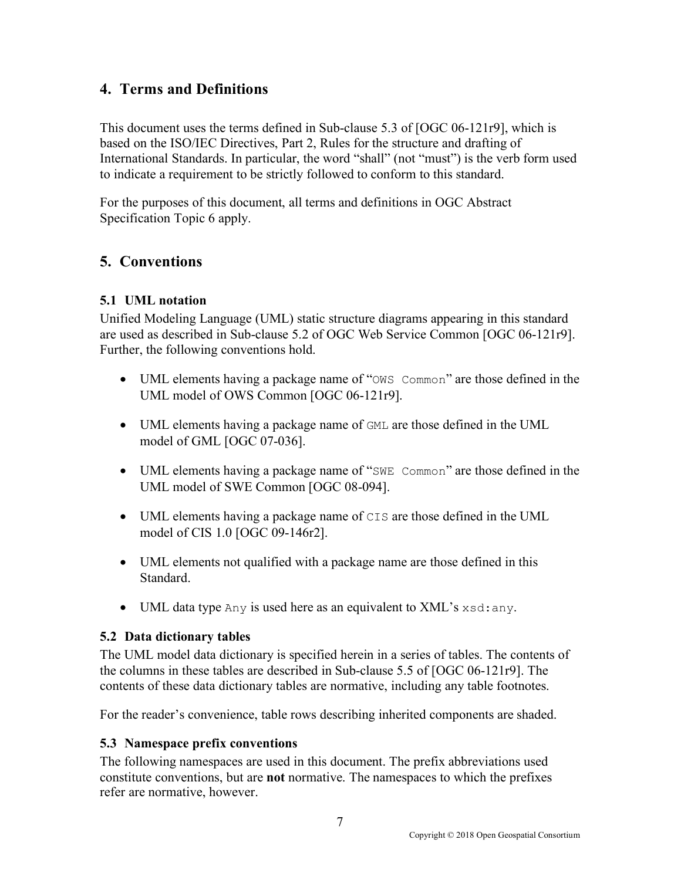# 4. Terms and Definitions

This document uses the terms defined in Sub-clause 5.3 of [OGC 06-121r9], which is based on the ISO/IEC Directives, Part 2, Rules for the structure and drafting of International Standards. In particular, the word "shall" (not "must") is the verb form used to indicate a requirement to be strictly followed to conform to this standard.

For the purposes of this document, all terms and definitions in OGC Abstract Specification Topic 6 apply.

# 5. Conventions

## 5.1 UML notation

Unified Modeling Language (UML) static structure diagrams appearing in this standard are used as described in Sub-clause 5.2 of OGC Web Service Common [OGC 06-121r9]. Further, the following conventions hold.

- UML elements having a package name of "`OWS Common`" are those defined in the UML model of OWS Common [OGC 06-121r9].
- UML elements having a package name of `GML` are those defined in the UML model of GML [OGC 07-036].
- UML elements having a package name of "`SWE Common`" are those defined in the UML model of SWE Common [OGC 08-094].
- UML elements having a package name of `CIS` are those defined in the UML model of CIS 1.0 [OGC 09-146r2].
- UML elements not qualified with a package name are those defined in this Standard.
- UML data type `Any` is used here as an equivalent to XML's `xsd:any`.

## 5.2 Data dictionary tables

The UML model data dictionary is specified herein in a series of tables. The contents of the columns in these tables are described in Sub-clause 5.5 of [OGC 06-121r9]. The contents of these data dictionary tables are normative, including any table footnotes.

For the reader's convenience, table rows describing inherited components are shaded.

## 5.3 Namespace prefix conventions

The following namespaces are used in this document. The prefix abbreviations used constitute conventions, but are **not** normative. The namespaces to which the prefixes refer are normative, however.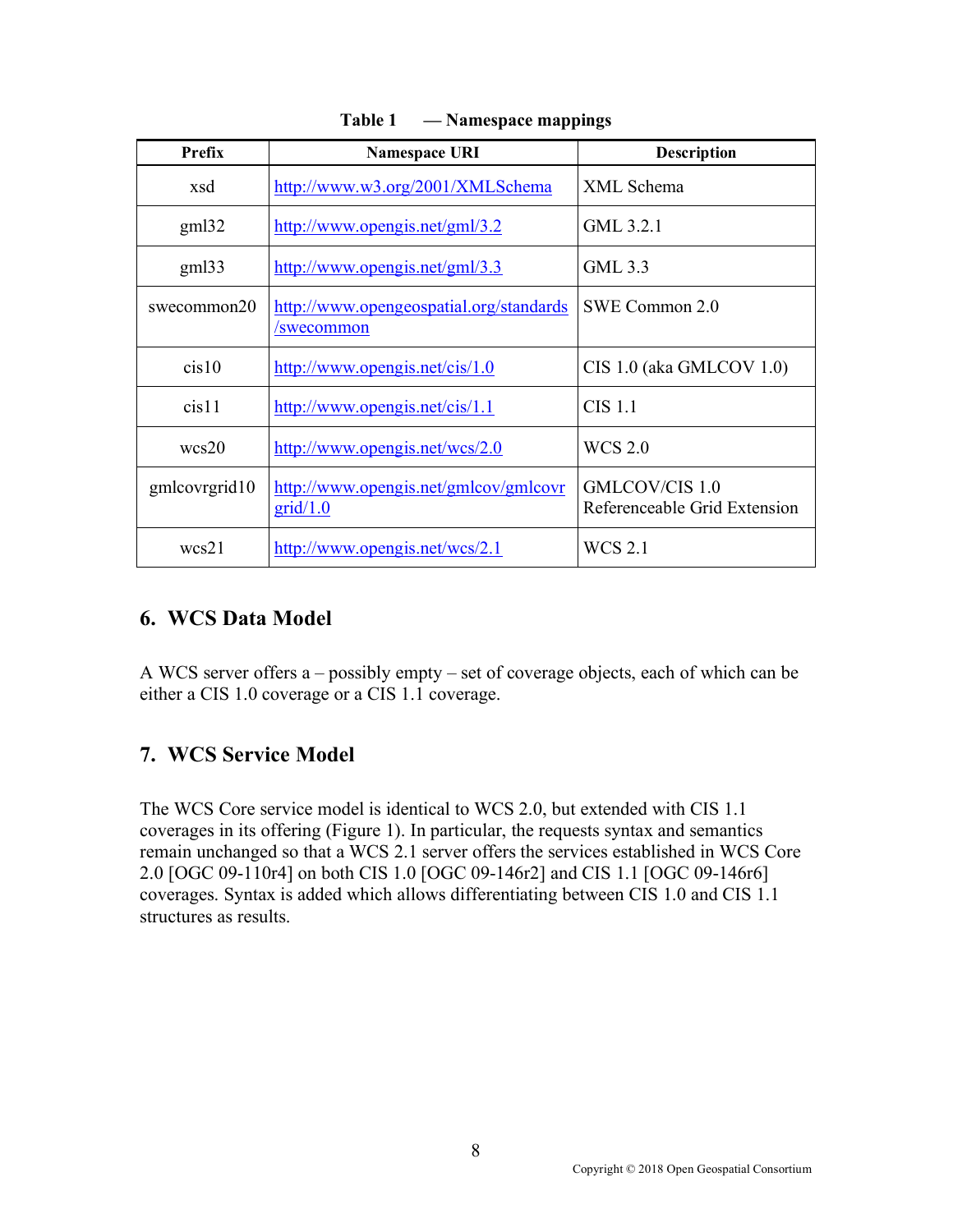**Table 1 — Namespace mappings**

| Prefix | Namespace URI | Description |
|---|---|---|
| xsd | http://www.w3.org/2001/XMLSchema | XML Schema |
| gml32 | http://www.opengis.net/gml/3.2 | GML 3.2.1 |
| gml33 | http://www.opengis.net/gml/3.3 | GML 3.3 |
| swecommon20 | http://www.opengeospatial.org/standards/swecommon | SWE Common 2.0 |
| cis10 | http://www.opengis.net/cis/1.0 | CIS 1.0 (aka GMLCOV 1.0) |
| cis11 | http://www.opengis.net/cis/1.1 | CIS 1.1 |
| wcs20 | http://www.opengis.net/wcs/2.0 | WCS 2.0 |
| gmlcovrgrid10 | http://www.opengis.net/gmlcov/gmlcovrgrid/1.0 | GMLCOV/CIS 1.0 Referenceable Grid Extension |
| wcs21 | http://www.opengis.net/wcs/2.1 | WCS 2.1 |

## 6. WCS Data Model

A WCS server offers a – possibly empty – set of coverage objects, each of which can be either a CIS 1.0 coverage or a CIS 1.1 coverage.

## 7. WCS Service Model

The WCS Core service model is identical to WCS 2.0, but extended with CIS 1.1 coverages in its offering (Figure 1). In particular, the requests syntax and semantics remain unchanged so that a WCS 2.1 server offers the services established in WCS Core 2.0 [OGC 09-110r4] on both CIS 1.0 [OGC 09-146r2] and CIS 1.1 [OGC 09-146r6] coverages. Syntax is added which allows differentiating between CIS 1.0 and CIS 1.1 structures as results.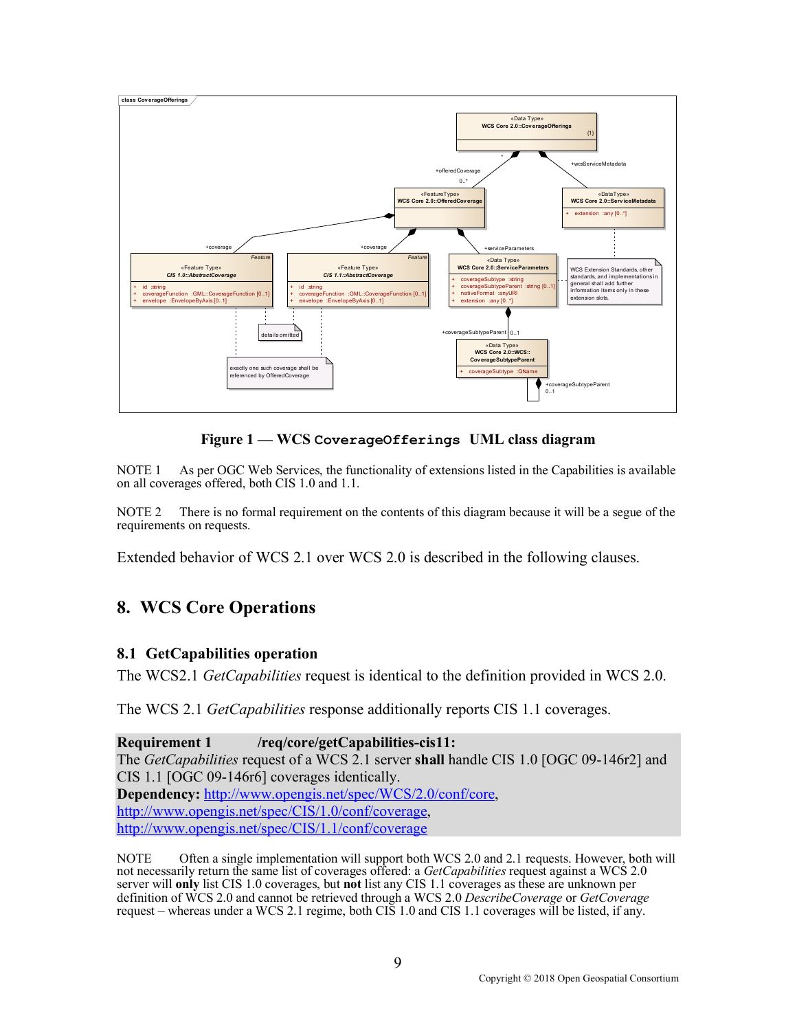Figure 1 — WCS `CoverageOfferings` UML class diagram

NOTE 1 As per OGC Web Services, the functionality of extensions listed in the Capabilities is available on all coverages offered, both CIS 1.0 and 1.1.

NOTE 2 There is no formal requirement on the contents of this diagram because it will be a segue of the requirements on requests.

Extended behavior of WCS 2.1 over WCS 2.0 is described in the following clauses.

# 8. WCS Core Operations

## 8.1 GetCapabilities operation

The WCS2.1 *GetCapabilities* request is identical to the definition provided in WCS 2.0.

The WCS 2.1 *GetCapabilities* response additionally reports CIS 1.1 coverages.

**Requirement 1 /req/core/getCapabilities-cis11:**
The *GetCapabilities* request of a WCS 2.1 server **shall** handle CIS 1.0 [OGC 09-146r2] and CIS 1.1 [OGC 09-146r6] coverages identically.
**Dependency:** http://www.opengis.net/spec/WCS/2.0/conf/core,
http://www.opengis.net/spec/CIS/1.0/conf/coverage,
http://www.opengis.net/spec/CIS/1.1/conf/coverage

NOTE Often a single implementation will support both WCS 2.0 and 2.1 requests. However, both will not necessarily return the same list of coverages offered: a *GetCapabilities* request against a WCS 2.0 server will **only** list CIS 1.0 coverages, but **not** list any CIS 1.1 coverages as these are unknown per definition of WCS 2.0 and cannot be retrieved through a WCS 2.0 *DescribeCoverage* or *GetCoverage* request – whereas under a WCS 2.1 regime, both CIS 1.0 and CIS 1.1 coverages will be listed, if any.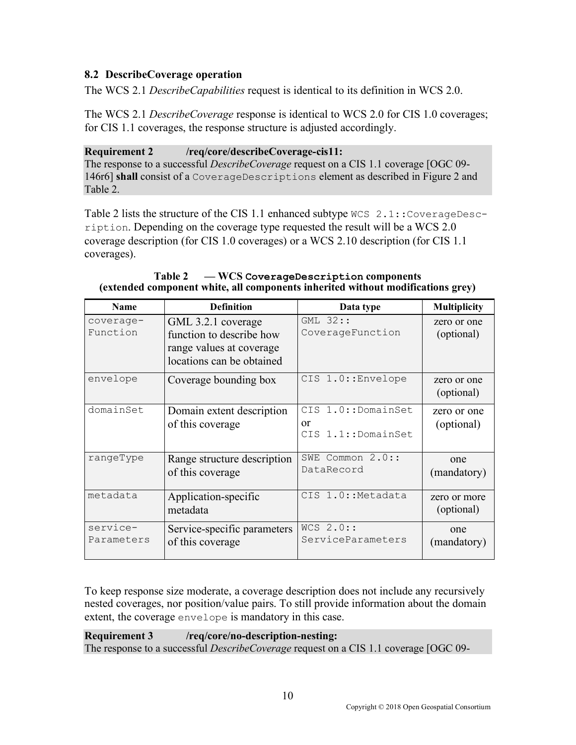## 8.2 DescribeCoverage operation

The WCS 2.1 *DescribeCapabilities* request is identical to its definition in WCS 2.0.

The WCS 2.1 *DescribeCoverage* response is identical to WCS 2.0 for CIS 1.0 coverages; for CIS 1.1 coverages, the response structure is adjusted accordingly.

**Requirement 2 /req/core/describeCoverage-cis11:**
The response to a successful *DescribeCoverage* request on a CIS 1.1 coverage [OGC 09-146r6] **shall** consist of a `CoverageDescriptions` element as described in Figure 2 and Table 2.

Table 2 lists the structure of the CIS 1.1 enhanced subtype `WCS 2.1::CoverageDescription`. Depending on the coverage type requested the result will be a WCS 2.0 coverage description (for CIS 1.0 coverages) or a WCS 2.10 description (for CIS 1.1 coverages).

**Table 2 — WCS `CoverageDescription` components (extended component white, all components inherited without modifications grey)**

| Name | Definition | Data type | Multiplicity |
|---|---|---|---|
| `coverage-Function` | GML 3.2.1 coverage function to describe how range values at coverage locations can be obtained | `GML 32:: CoverageFunction` | zero or one (optional) |
| `envelope` | Coverage bounding box | `CIS 1.0::Envelope` | zero or one (optional) |
| `domainSet` | Domain extent description of this coverage | `CIS 1.0::DomainSet` or `CIS 1.1::DomainSet` | zero or one (optional) |
| `rangeType` | Range structure description of this coverage | `SWE Common 2.0:: DataRecord` | one (mandatory) |
| `metadata` | Application-specific metadata | `CIS 1.0::Metadata` | zero or more (optional) |
| `service-Parameters` | Service-specific parameters of this coverage | `WCS 2.0:: ServiceParameters` | one (mandatory) |

To keep response size moderate, a coverage description does not include any recursively nested coverages, nor position/value pairs. To still provide information about the domain extent, the coverage `envelope` is mandatory in this case.

**Requirement 3 /req/core/no-description-nesting:**
The response to a successful *DescribeCoverage* request on a CIS 1.1 coverage [OGC 09-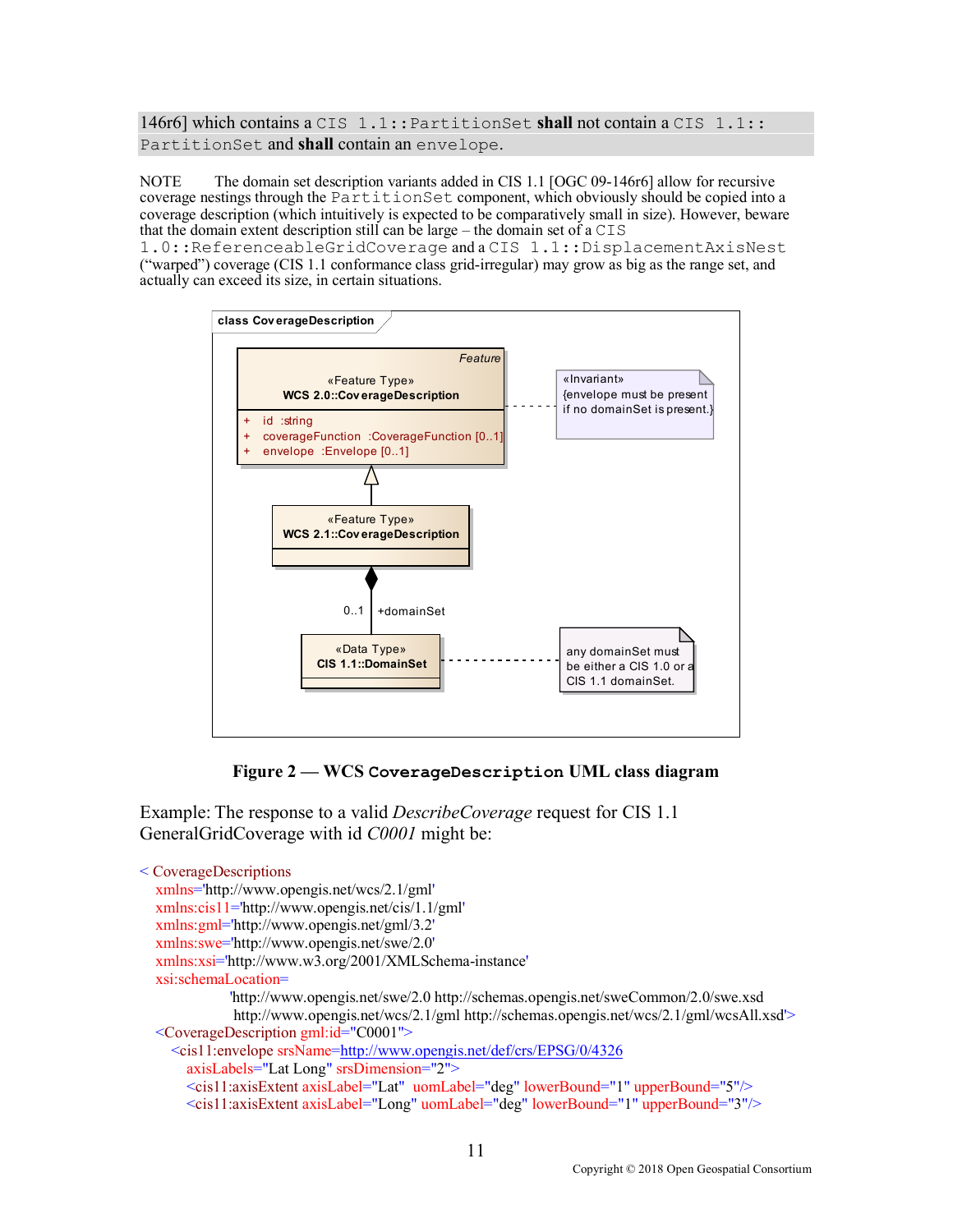146r6] which contains a `CIS 1.1::PartitionSet` **shall** not contain a `CIS 1.1::PartitionSet` and **shall** contain an `envelope`.

NOTE The domain set description variants added in CIS 1.1 [OGC 09-146r6] allow for recursive coverage nestings through the `PartitionSet` component, which obviously should be copied into a coverage description (which intuitively is expected to be comparatively small in size). However, beware that the domain extent description still can be large – the domain set of a `CIS 1.0::ReferenceableGridCoverage` and a `CIS 1.1::DisplacementAxisNest` ("warped") coverage (CIS 1.1 conformance class grid-irregular) may grow as big as the range set, and actually can exceed its size, in certain situations.

**Figure 2 — WCS `CoverageDescription` UML class diagram**

Example: The response to a valid *DescribeCoverage* request for CIS 1.1 GeneralGridCoverage with id *C0001* might be:

```
< CoverageDescriptions
  xmlns='http://www.opengis.net/wcs/2.1/gml'
  xmlns:cis11='http://www.opengis.net/cis/1.1/gml'
  xmlns:gml='http://www.opengis.net/gml/3.2'
  xmlns:swe='http://www.opengis.net/swe/2.0'
  xmlns:xsi='http://www.w3.org/2001/XMLSchema-instance'
  xsi:schemaLocation=
          'http://www.opengis.net/swe/2.0 http://schemas.opengis.net/sweCommon/2.0/swe.xsd
           http://www.opengis.net/wcs/2.1/gml http://schemas.opengis.net/wcs/2.1/gml/wcsAll.xsd'>
  <CoverageDescription gml:id="C0001">
    <cis11:envelope srsName=http://www.opengis.net/def/crs/EPSG/0/4326
      axisLabels="Lat Long" srsDimension="2">
      <cis11:axisExtent axisLabel="Lat"  uomLabel="deg" lowerBound="1" upperBound="5"/>
      <cis11:axisExtent axisLabel="Long" uomLabel="deg" lowerBound="1" upperBound="3"/>
```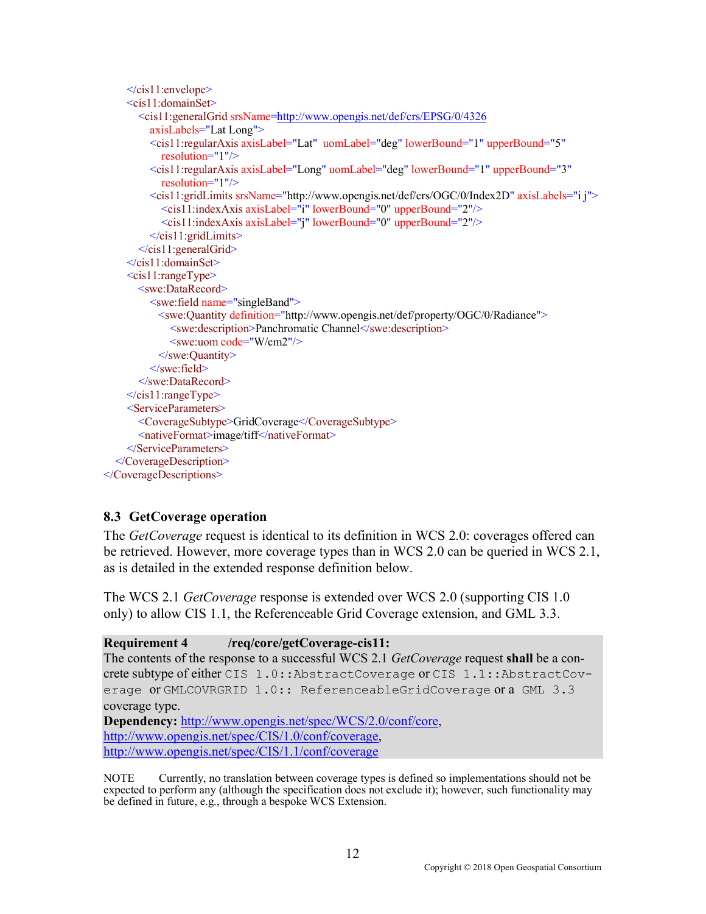```xml
      </cis11:envelope>
      <cis11:domainSet>
        <cis11:generalGrid srsName=http://www.opengis.net/def/crs/EPSG/0/4326
          axisLabels="Lat Long">
          <cis11:regularAxis axisLabel="Lat"  uomLabel="deg" lowerBound="1" upperBound="5"
            resolution="1"/>
          <cis11:regularAxis axisLabel="Long" uomLabel="deg" lowerBound="1" upperBound="3"
            resolution="1"/>
          <cis11:gridLimits srsName="http://www.opengis.net/def/crs/OGC/0/Index2D" axisLabels="i j">
            <cis11:indexAxis axisLabel="i" lowerBound="0" upperBound="2"/>
            <cis11:indexAxis axisLabel="j" lowerBound="0" upperBound="2"/>
          </cis11:gridLimits>
        </cis11:generalGrid>
      </cis11:domainSet>
      <cis11:rangeType>
        <swe:DataRecord>
          <swe:field name="singleBand">
            <swe:Quantity definition="http://www.opengis.net/def/property/OGC/0/Radiance">
              <swe:description>Panchromatic Channel</swe:description>
              <swe:uom code="W/cm2"/>
            </swe:Quantity>
          </swe:field>
        </swe:DataRecord>
      </cis11:rangeType>
      <ServiceParameters>
        <CoverageSubtype>GridCoverage</CoverageSubtype>
        <nativeFormat>image/tiff</nativeFormat>
      </ServiceParameters>
    </CoverageDescription>
</CoverageDescriptions>
```

## 8.3 GetCoverage operation

The *GetCoverage* request is identical to its definition in WCS 2.0: coverages offered can be retrieved. However, more coverage types than in WCS 2.0 can be queried in WCS 2.1, as is detailed in the extended response definition below.

The WCS 2.1 *GetCoverage* response is extended over WCS 2.0 (supporting CIS 1.0 only) to allow CIS 1.1, the Referenceable Grid Coverage extension, and GML 3.3.

**Requirement 4 /req/core/getCoverage-cis11:**
The contents of the response to a successful WCS 2.1 *GetCoverage* request **shall** be a concrete subtype of either `CIS 1.0::AbstractCoverage` or `CIS 1.1::AbstractCoverage` or `GMLCOVRGRID 1.0:: ReferenceableGridCoverage` or a `GML 3.3` coverage type.
**Dependency:** http://www.opengis.net/spec/WCS/2.0/conf/core, http://www.opengis.net/spec/CIS/1.0/conf/coverage, http://www.opengis.net/spec/CIS/1.1/conf/coverage

NOTE Currently, no translation between coverage types is defined so implementations should not be expected to perform any (although the specification does not exclude it); however, such functionality may be defined in future, e.g., through a bespoke WCS Extension.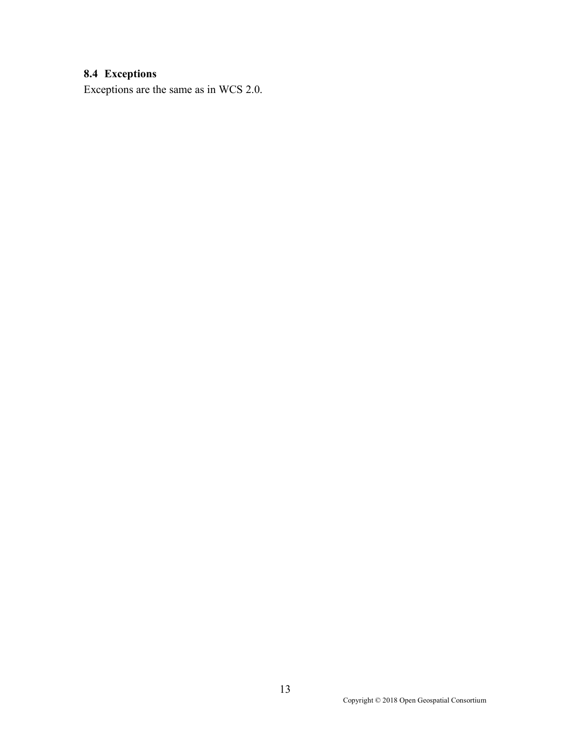### 8.4 Exceptions

Exceptions are the same as in WCS 2.0.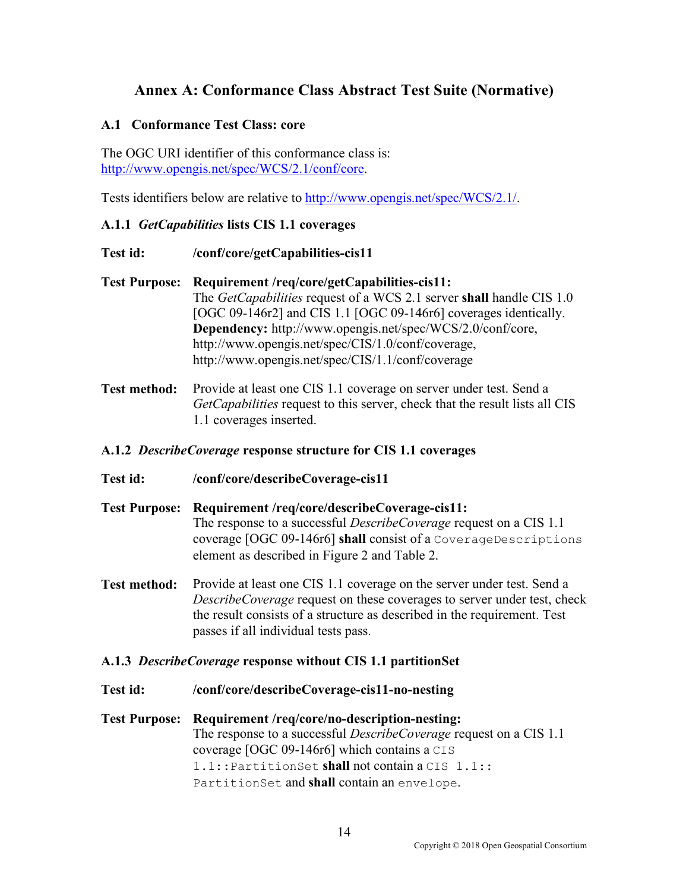# Annex A: Conformance Class Abstract Test Suite (Normative)

## A.1 Conformance Test Class: core

The OGC URI identifier of this conformance class is:
http://www.opengis.net/spec/WCS/2.1/conf/core.

Tests identifiers below are relative to http://www.opengis.net/spec/WCS/2.1/.

### A.1.1 *GetCapabilities* lists CIS 1.1 coverages

**Test id:** **/conf/core/getCapabilities-cis11**

**Test Purpose:** **Requirement /req/core/getCapabilities-cis11:**
The *GetCapabilities* request of a WCS 2.1 server **shall** handle CIS 1.0 [OGC 09-146r2] and CIS 1.1 [OGC 09-146r6] coverages identically.
**Dependency:** http://www.opengis.net/spec/WCS/2.0/conf/core, http://www.opengis.net/spec/CIS/1.0/conf/coverage, http://www.opengis.net/spec/CIS/1.1/conf/coverage

**Test method:** Provide at least one CIS 1.1 coverage on server under test. Send a *GetCapabilities* request to this server, check that the result lists all CIS 1.1 coverages inserted.

### A.1.2 *DescribeCoverage* response structure for CIS 1.1 coverages

**Test id:** **/conf/core/describeCoverage-cis11**

**Test Purpose:** **Requirement /req/core/describeCoverage-cis11:**
The response to a successful *DescribeCoverage* request on a CIS 1.1 coverage [OGC 09-146r6] **shall** consist of a `CoverageDescriptions` element as described in Figure 2 and Table 2.

**Test method:** Provide at least one CIS 1.1 coverage on the server under test. Send a *DescribeCoverage* request on these coverages to server under test, check the result consists of a structure as described in the requirement. Test passes if all individual tests pass.

### A.1.3 *DescribeCoverage* response without CIS 1.1 partitionSet

**Test id:** **/conf/core/describeCoverage-cis11-no-nesting**

**Test Purpose:** **Requirement /req/core/no-description-nesting:**
The response to a successful *DescribeCoverage* request on a CIS 1.1 coverage [OGC 09-146r6] which contains a `CIS 1.1::PartitionSet` **shall** not contain a `CIS 1.1:: PartitionSet` and **shall** contain an `envelope`.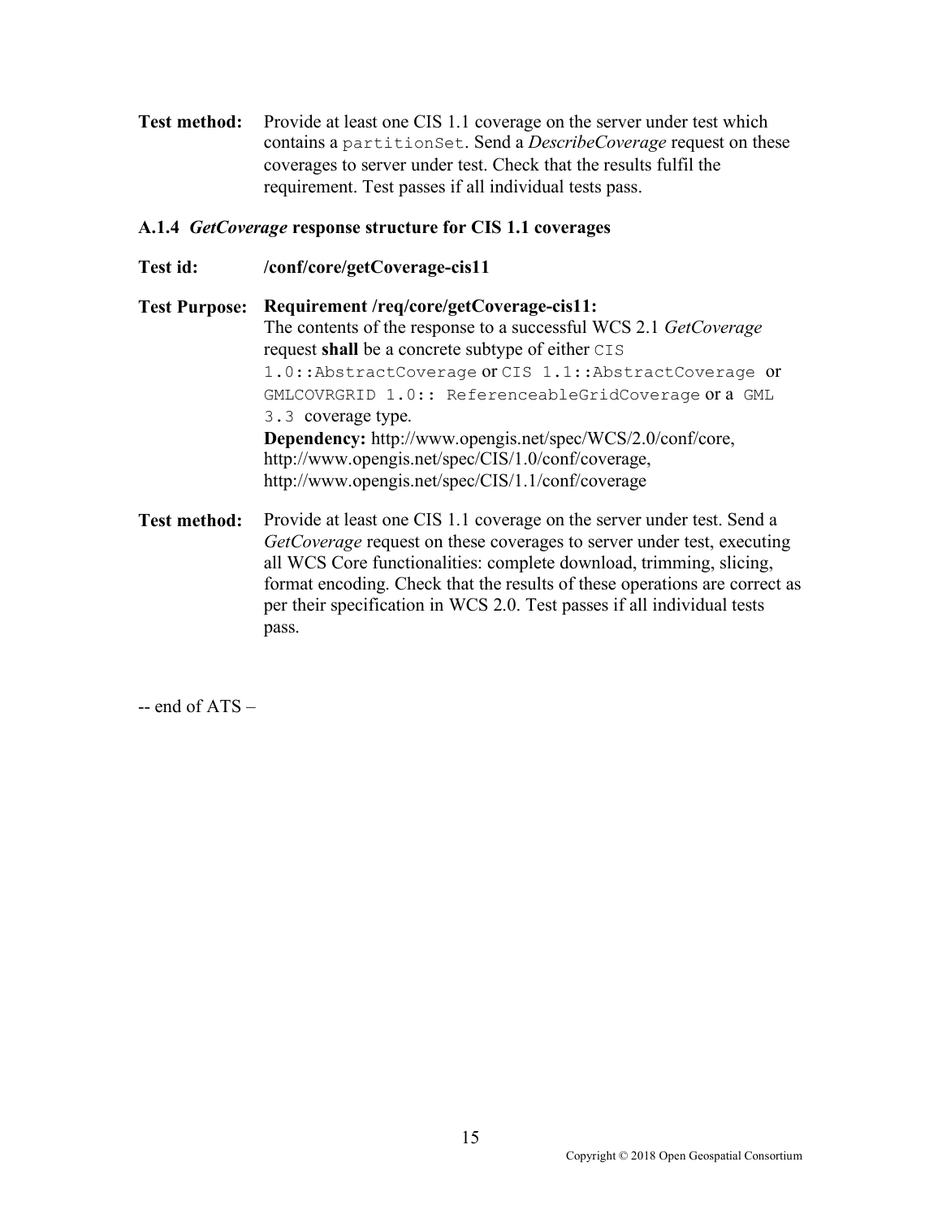**Test method:** Provide at least one CIS 1.1 coverage on the server under test which contains a `partitionSet`. Send a *DescribeCoverage* request on these coverages to server under test. Check that the results fulfil the requirement. Test passes if all individual tests pass.

### A.1.4 *GetCoverage* response structure for CIS 1.1 coverages

**Test id:** **/conf/core/getCoverage-cis11**

**Test Purpose:** **Requirement /req/core/getCoverage-cis11:**
The contents of the response to a successful WCS 2.1 *GetCoverage* request **shall** be a concrete subtype of either `CIS 1.0::AbstractCoverage` or `CIS 1.1::AbstractCoverage` or `GMLCOVRGRID 1.0:: ReferenceableGridCoverage` or a `GML 3.3` coverage type.
**Dependency:** http://www.opengis.net/spec/WCS/2.0/conf/core, http://www.opengis.net/spec/CIS/1.0/conf/coverage, http://www.opengis.net/spec/CIS/1.1/conf/coverage

**Test method:** Provide at least one CIS 1.1 coverage on the server under test. Send a *GetCoverage* request on these coverages to server under test, executing all WCS Core functionalities: complete download, trimming, slicing, format encoding. Check that the results of these operations are correct as per their specification in WCS 2.0. Test passes if all individual tests pass.

-- end of ATS –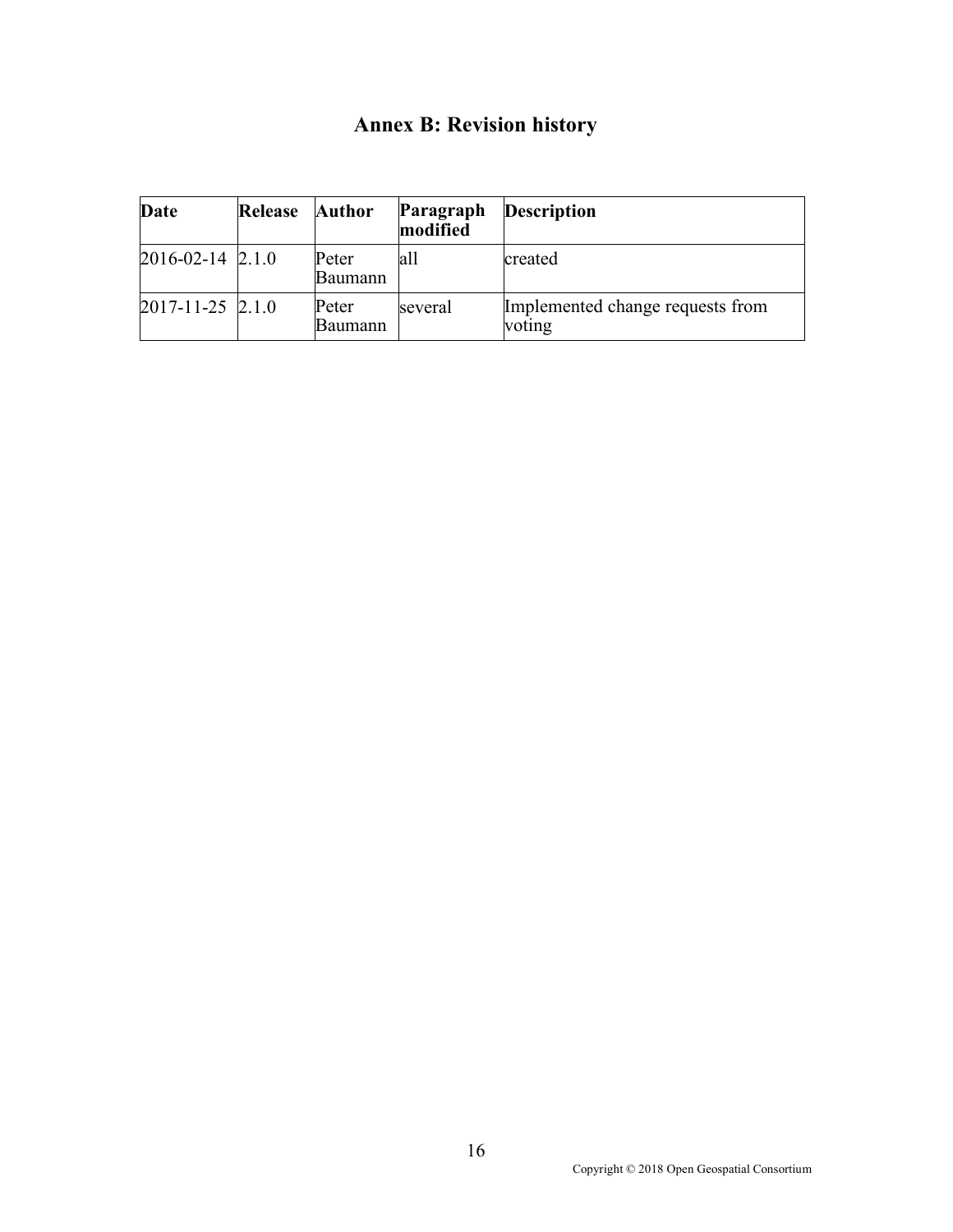# Annex B: Revision history

| Date | Release | Author | Paragraph modified | Description |
|---|---|---|---|---|
| 2016-02-14 | 2.1.0 | Peter Baumann | all | created |
| 2017-11-25 | 2.1.0 | Peter Baumann | several | Implemented change requests from voting |